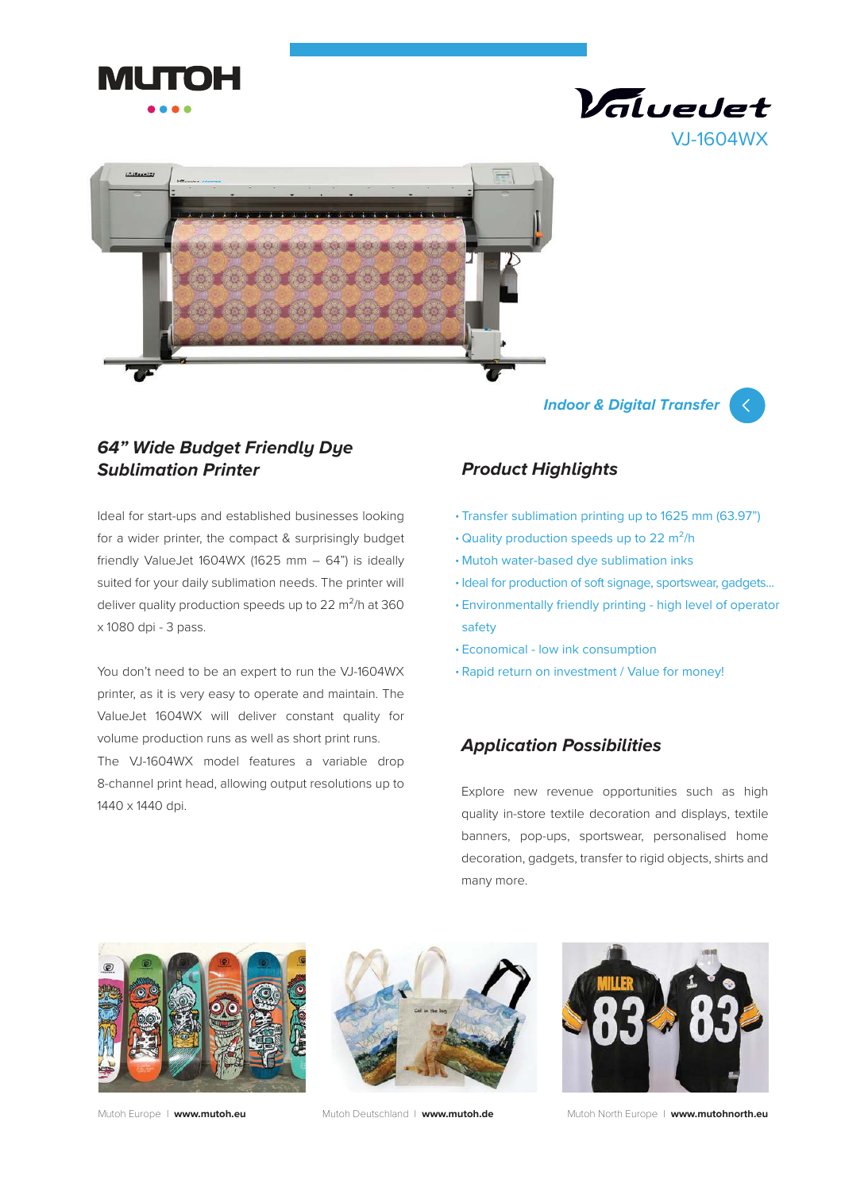MUTOH

ValueJet

VJ-1604WX

*Indoor & Digital Transfer*

## *64" Wide Budget Friendly Dye Sublimation Printer*

Ideal for start-ups and established businesses looking for a wider printer, the compact & surprisingly budget friendly ValueJet 1604WX (1625 mm – 64") is ideally suited for your daily sublimation needs. The printer will deliver quality production speeds up to 22 m²/h at 360 x 1080 dpi - 3 pass.

You don't need to be an expert to run the VJ-1604WX printer, as it is very easy to operate and maintain. The ValueJet 1604WX will deliver constant quality for volume production runs as well as short print runs. The VJ-1604WX model features a variable drop 8-channel print head, allowing output resolutions up to 1440 x 1440 dpi.

## *Product Highlights*

- Transfer sublimation printing up to 1625 mm (63.97")
- Quality production speeds up to 22 m²/h
- Mutoh water-based dye sublimation inks
- Ideal for production of soft signage, sportswear, gadgets...
- Environmentally friendly printing - high level of operator safety
- Economical - low ink consumption
- Rapid return on investment / Value for money!

## *Application Possibilities*

Explore new revenue opportunities such as high quality in-store textile decoration and displays, textile banners, pop-ups, sportswear, personalised home decoration, gadgets, transfer to rigid objects, shirts and many more.

Mutoh Europe | **www.mutoh.eu**   Mutoh Deutschland | **www.mutoh.de**   Mutoh North Europe | **www.mutohnorth.eu**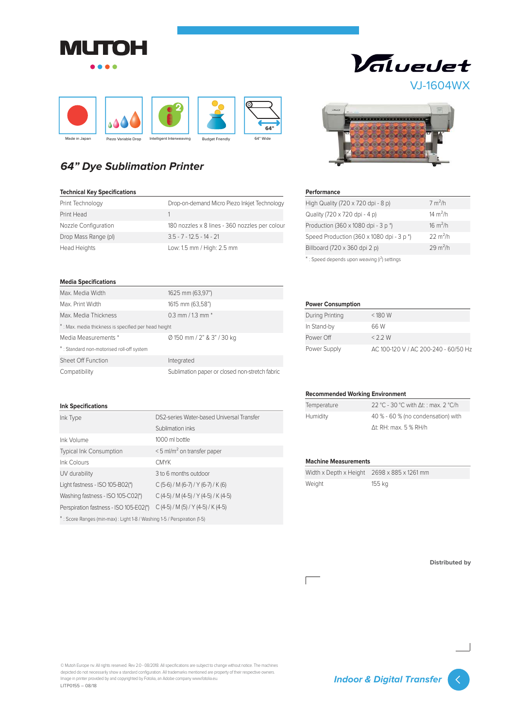MUTOH

# ValueJet

## VJ-1604WX

Made in Japan

Piezo Variable Drop

Intelligent Interweaving

Budget Friendly

64" Wide

## 64" Dye Sublimation Printer

### Technical Key Specifications

| | |
|---|---|
| Print Technology | Drop-on-demand Micro Piezo Inkjet Technology |
| Print Head | 1 |
| Nozzle Configuration | 180 nozzles x 8 lines - 360 nozzles per colour |
| Drop Mass Range (pl) | 3.5 - 7 - 12.5 - 14 - 21 |
| Head Heights | Low: 1.5 mm / High: 2.5 mm |

### Media Specifications

| | |
|---|---|
| Max. Media Width | 1625 mm (63,97") |
| Max. Print Width | 1615 mm (63,58") |
| Max. Media Thickness | 0.3 mm / 1.3 mm * |
| * : Max. media thickness is specified per head height | |
| Media Measurements * | Ø 150 mm / 2" & 3" / 30 kg |
| * : Standard non-motorised roll-off system | |
| Sheet Off Function | Integrated |
| Compatibility | Sublimation paper or closed non-stretch fabric |

### Ink Specifications

| | |
|---|---|
| Ink Type | DS2-series Water-based Universal Transfer Sublimation inks |
| Ink Volume | 1000 ml bottle |
| Typical Ink Consumption | < 5 ml/m² on transfer paper |
| Ink Colours | CMYK |
| UV durability | 3 to 6 months outdoor |
| Light fastness - ISO 105-B02(*) | C (5-6) / M (6-7) / Y (6-7) / K (6) |
| Washing fastness - ISO 105-C02(*) | C (4-5) / M (4-5) / Y (4-5) / K (4-5) |
| Perspiration fastness - ISO 105-E02(*) | C (4-5) / M (5) / Y (5) / K (4-5) |
| * : Score Ranges (min-max) : Light 1-8 / Washing 1-5 / Perspiration (1-5) | |

### Performance

| | |
|---|---|
| High Quality (720 x 720 dpi - 8 p) | 7 m²/h |
| Quality (720 x 720 dpi - 4 p) | 14 m²/h |
| Production (360 x 1080 dpi - 3 p *) | 16 m²/h |
| Speed Production (360 x 1080 dpi - 3 p *) | 22 m²/h |
| Billboard (720 x 360 dpi 2 p) | 29 m²/h |

* : Speed depends upon weaving (i²) settings

### Power Consumption

| | |
|---|---|
| During Printing | < 180 W |
| In Stand-by | 66 W |
| Power Off | < 2.2 W |
| Power Supply | AC 100-120 V / AC 200-240 - 60/50 Hz |

### Recommended Working Environment

| | |
|---|---|
| Temperature | 22 °C - 30 °C with Δt: : max. 2 °C/h |
| Humidity | 40 % - 60 % (no condensation) with Δt: RH: max. 5 % RH/h |

### Machine Measurements

| | |
|---|---|
| Width x Depth x Height | 2698 x 885 x 1261 mm |
| Weight | 155 kg |

**Distributed by**

© Mutoh Europe nv. All rights reserved. Rev 2.0 - 08/2018. All specifications are subject to change without notice. The machines depicted do not necessarily show a standard configuration. All trademarks mentioned are property of their respective owners. Image in printer provided by and copyrighted by Fotolia, an Adobe company www.fotolia.eu.
LITP0155 – 08/18

*Indoor & Digital Transfer*